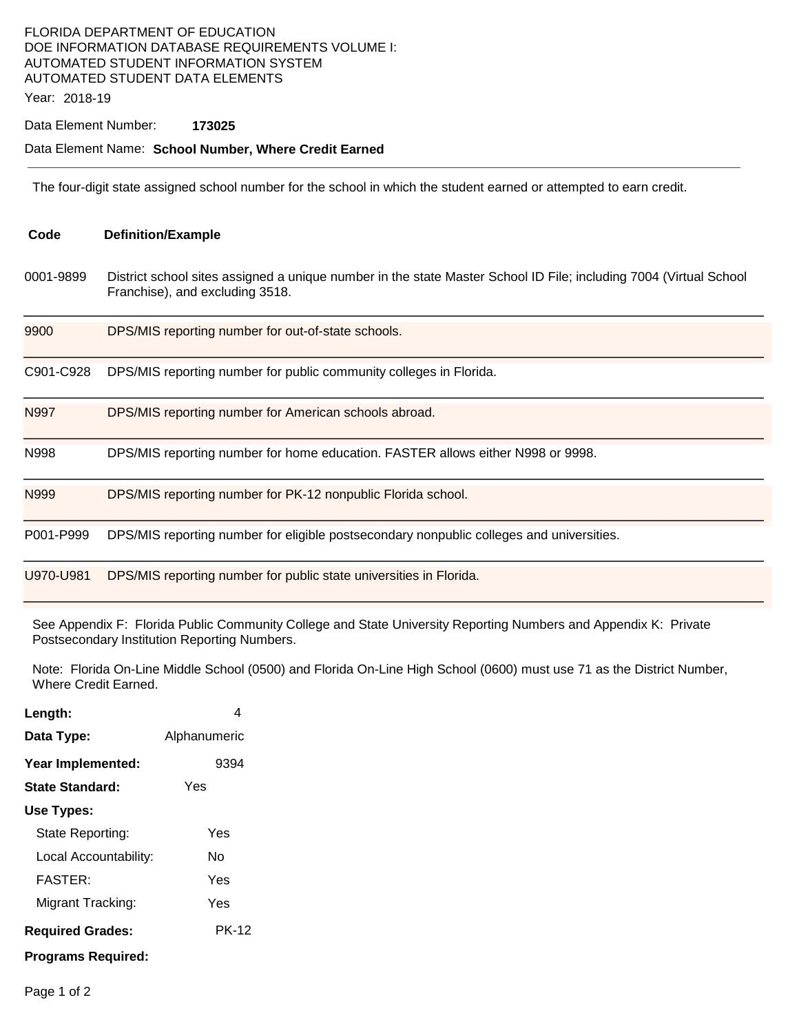FLORIDA DEPARTMENT OF EDUCATION
DOE INFORMATION DATABASE REQUIREMENTS VOLUME I:
AUTOMATED STUDENT INFORMATION SYSTEM
AUTOMATED STUDENT DATA ELEMENTS

Year: 2018-19

Data Element Number: **173025**

Data Element Name: **School Number, Where Credit Earned**

---

The four-digit state assigned school number for the school in which the student earned or attempted to earn credit.

| Code | Definition/Example |
|---|---|
| 0001-9899 | District school sites assigned a unique number in the state Master School ID File; including 7004 (Virtual School Franchise), and excluding 3518. |
| 9900 | DPS/MIS reporting number for out-of-state schools. |
| C901-C928 | DPS/MIS reporting number for public community colleges in Florida. |
| N997 | DPS/MIS reporting number for American schools abroad. |
| N998 | DPS/MIS reporting number for home education. FASTER allows either N998 or 9998. |
| N999 | DPS/MIS reporting number for PK-12 nonpublic Florida school. |
| P001-P999 | DPS/MIS reporting number for eligible postsecondary nonpublic colleges and universities. |
| U970-U981 | DPS/MIS reporting number for public state universities in Florida. |

See Appendix F: Florida Public Community College and State University Reporting Numbers and Appendix K: Private Postsecondary Institution Reporting Numbers.

Note: Florida On-Line Middle School (0500) and Florida On-Line High School (0600) must use 71 as the District Number, Where Credit Earned.

**Length:** 4

**Data Type:** Alphanumeric

**Year Implemented:** 9394

**State Standard:** Yes

**Use Types:**

- State Reporting: Yes
- Local Accountability: No
- FASTER: Yes
- Migrant Tracking: Yes

**Required Grades:** PK-12

**Programs Required:**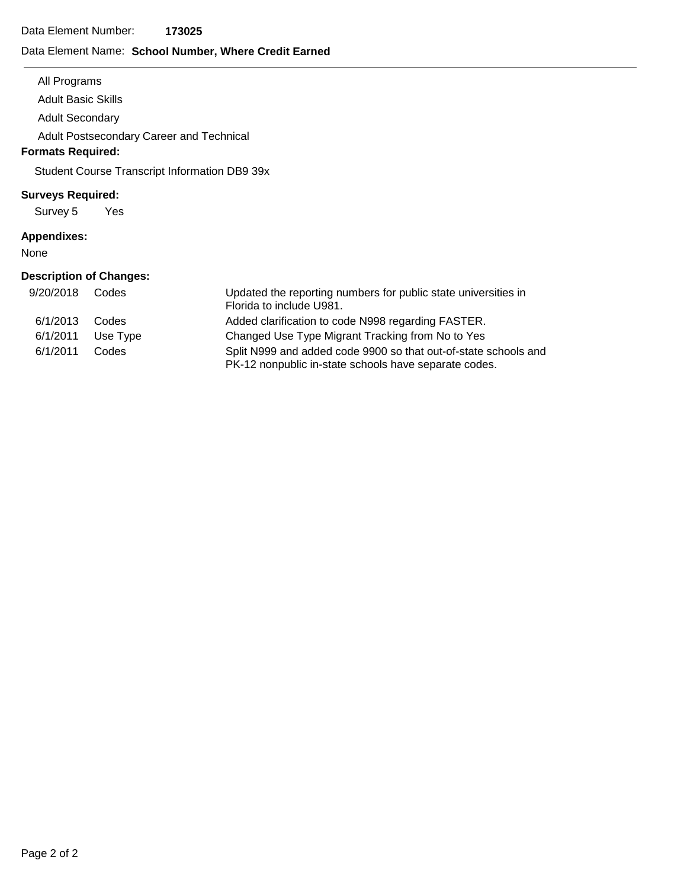Data Element Number: **173025**

Data Element Name: **School Number, Where Credit Earned**

---

All Programs

Adult Basic Skills

Adult Secondary

Adult Postsecondary Career and Technical

**Formats Required:**

Student Course Transcript Information DB9 39x

**Surveys Required:**

Survey 5 Yes

**Appendixes:**

None

**Description of Changes:**

| | | |
|---|---|---|
| 9/20/2018 | Codes | Updated the reporting numbers for public state universities in Florida to include U981. |
| 6/1/2013 | Codes | Added clarification to code N998 regarding FASTER. |
| 6/1/2011 | Use Type | Changed Use Type Migrant Tracking from No to Yes |
| 6/1/2011 | Codes | Split N999 and added code 9900 so that out-of-state schools and PK-12 nonpublic in-state schools have separate codes. |